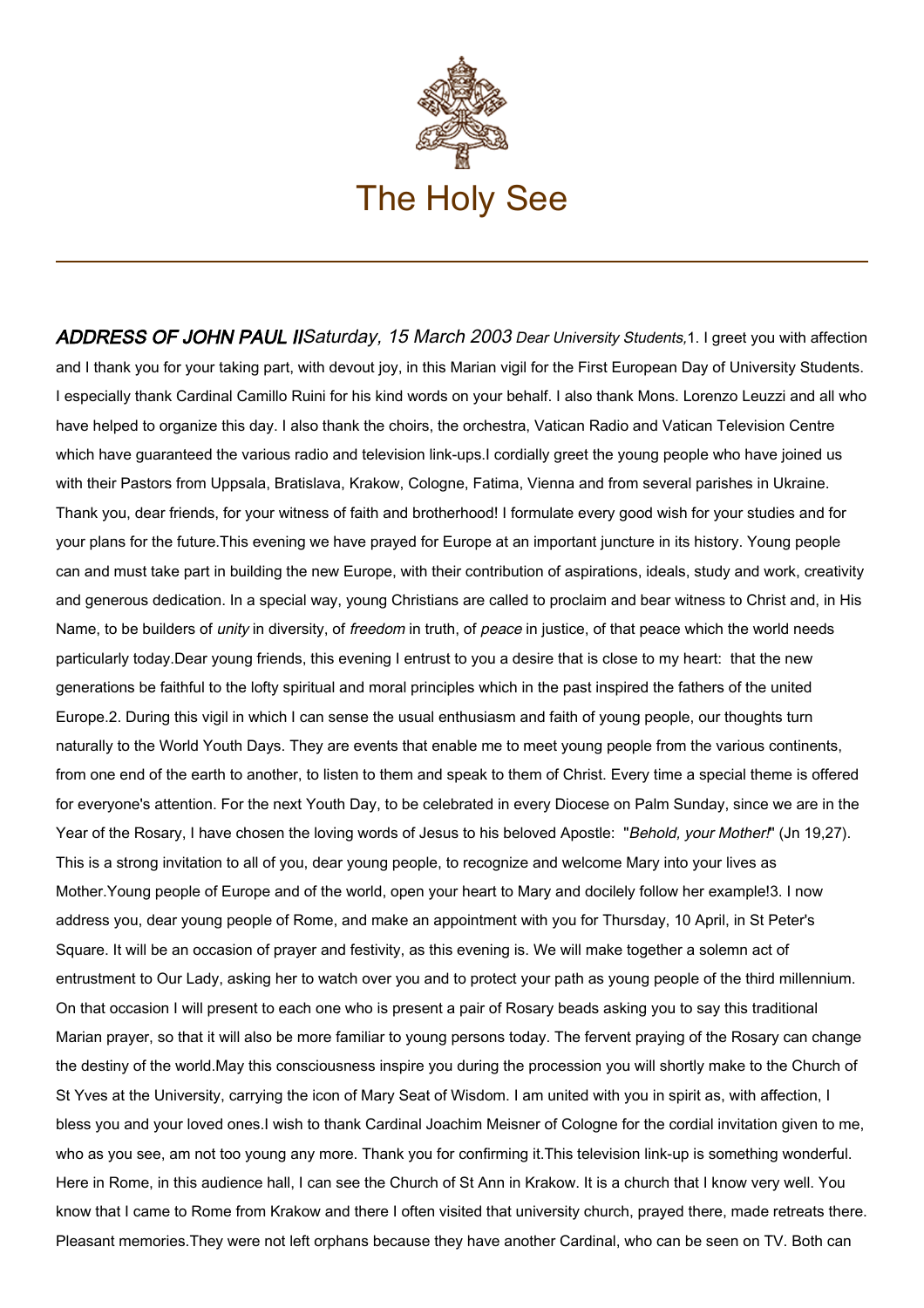# The Holy See

***ADDRESS OF JOHN PAUL II*** *Saturday, 15 March 2003*

*Dear University Students,*

1. I greet you with affection and I thank you for your taking part, with devout joy, in this Marian vigil for the First European Day of University Students. I especially thank Cardinal Camillo Ruini for his kind words on your behalf. I also thank Mons. Lorenzo Leuzzi and all who have helped to organize this day. I also thank the choirs, the orchestra, Vatican Radio and Vatican Television Centre which have guaranteed the various radio and television link-ups.

I cordially greet the young people who have joined us with their Pastors from Uppsala, Bratislava, Krakow, Cologne, Fatima, Vienna and from several parishes in Ukraine. Thank you, dear friends, for your witness of faith and brotherhood! I formulate every good wish for your studies and for your plans for the future.

This evening we have prayed for Europe at an important juncture in its history. Young people can and must take part in building the new Europe, with their contribution of aspirations, ideals, study and work, creativity and generous dedication. In a special way, young Christians are called to proclaim and bear witness to Christ and, in His Name, to be builders of *unity* in diversity, of *freedom* in truth, of *peace* in justice, of that peace which the world needs particularly today.

Dear young friends, this evening I entrust to you a desire that is close to my heart: that the new generations be faithful to the lofty spiritual and moral principles which in the past inspired the fathers of the united Europe.

2. During this vigil in which I can sense the usual enthusiasm and faith of young people, our thoughts turn naturally to the World Youth Days. They are events that enable me to meet young people from the various continents, from one end of the earth to another, to listen to them and speak to them of Christ. Every time a special theme is offered for everyone's attention. For the next Youth Day, to be celebrated in every Diocese on Palm Sunday, since we are in the Year of the Rosary, I have chosen the loving words of Jesus to his beloved Apostle: "*Behold, your Mother!*" (Jn 19,27). This is a strong invitation to all of you, dear young people, to recognize and welcome Mary into your lives as Mother.

Young people of Europe and of the world, open your heart to Mary and docilely follow her example!

3. I now address you, dear young people of Rome, and make an appointment with you for Thursday, 10 April, in St Peter's Square. It will be an occasion of prayer and festivity, as this evening is. We will make together a solemn act of entrustment to Our Lady, asking her to watch over you and to protect your path as young people of the third millennium. On that occasion I will present to each one who is present a pair of Rosary beads asking you to say this traditional Marian prayer, so that it will also be more familiar to young persons today. The fervent praying of the Rosary can change the destiny of the world.

May this consciousness inspire you during the procession you will shortly make to the Church of St Yves at the University, carrying the icon of Mary Seat of Wisdom. I am united with you in spirit as, with affection, I bless you and your loved ones.

I wish to thank Cardinal Joachim Meisner of Cologne for the cordial invitation given to me, who as you see, am not too young any more. Thank you for confirming it.

This television link-up is something wonderful. Here in Rome, in this audience hall, I can see the Church of St Ann in Krakow. It is a church that I know very well. You know that I came to Rome from Krakow and there I often visited that university church, prayed there, made retreats there. Pleasant memories.

They were not left orphans because they have another Cardinal, who can be seen on TV. Both can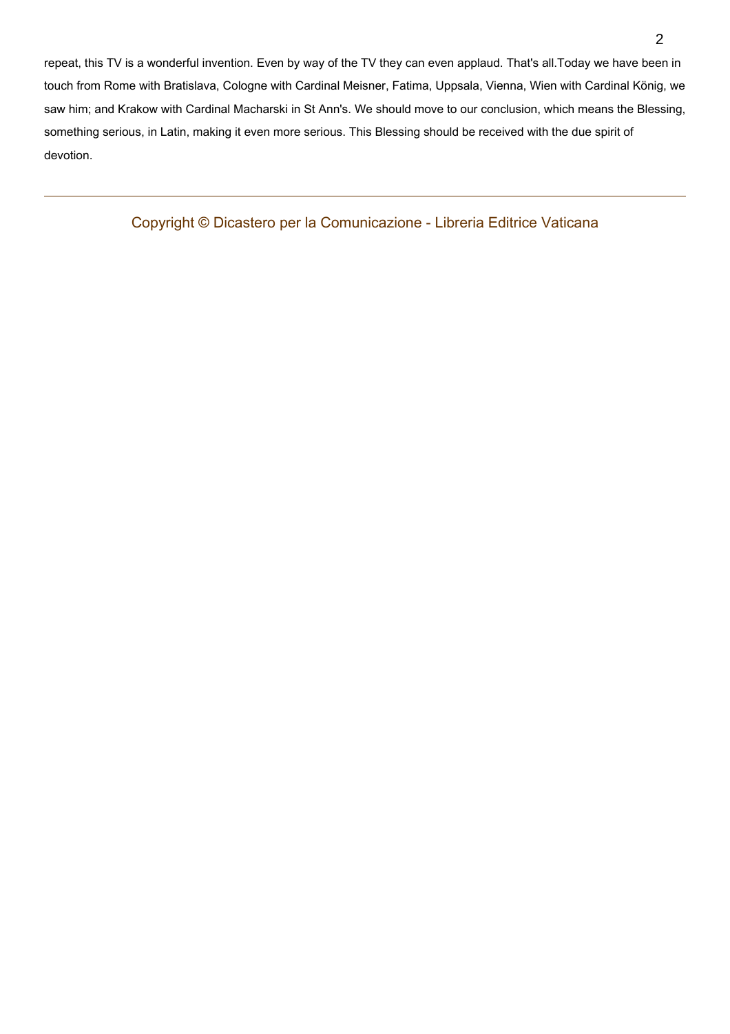repeat, this TV is a wonderful invention. Even by way of the TV they can even applaud. That's all.Today we have been in touch from Rome with Bratislava, Cologne with Cardinal Meisner, Fatima, Uppsala, Vienna, Wien with Cardinal König, we saw him; and Krakow with Cardinal Macharski in St Ann's. We should move to our conclusion, which means the Blessing, something serious, in Latin, making it even more serious. This Blessing should be received with the due spirit of devotion.

---

Copyright © Dicastero per la Comunicazione - Libreria Editrice Vaticana